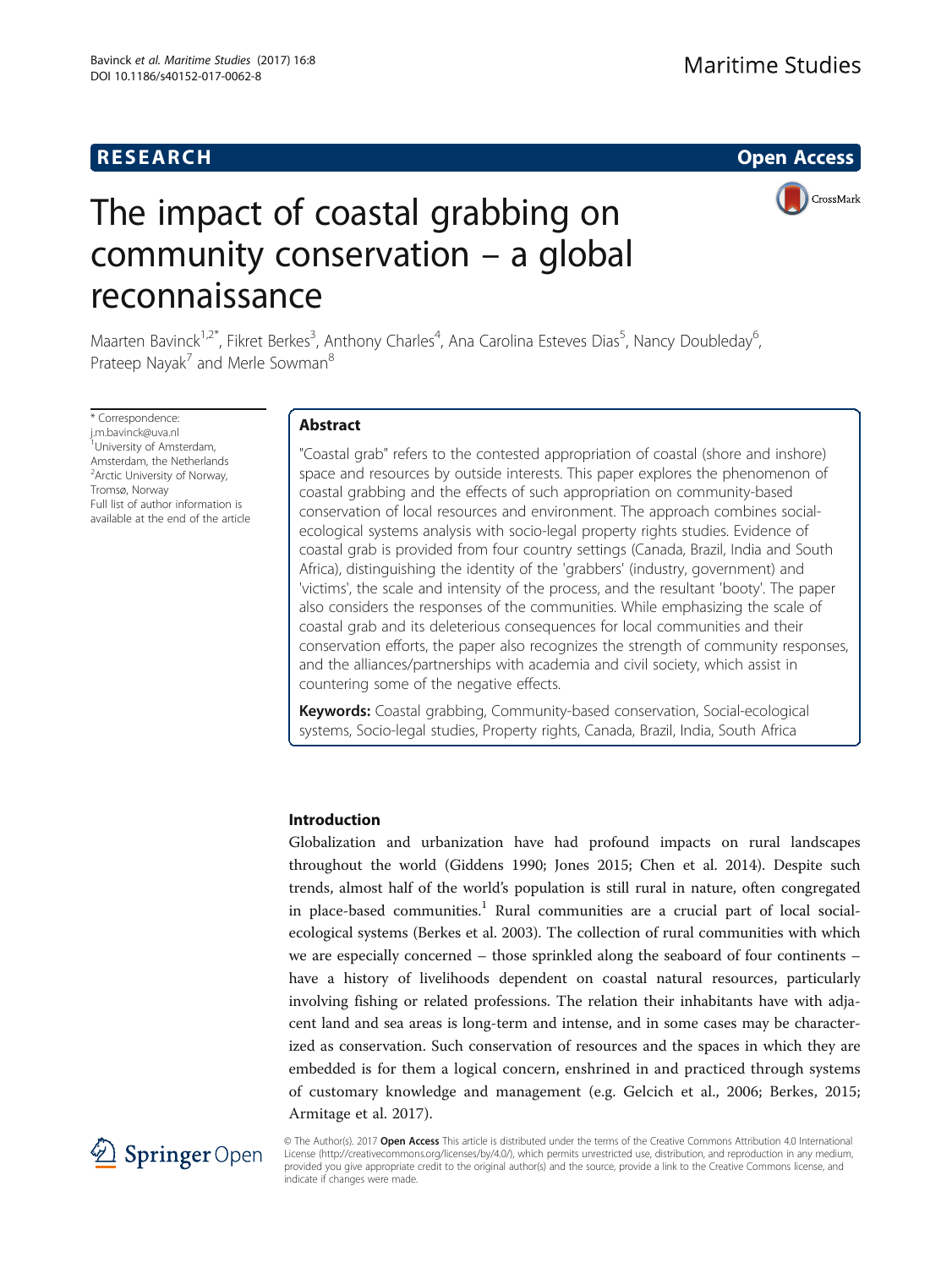**RESEARCH** **Open Access**

# The impact of coastal grabbing on community conservation – a global reconnaissance

Maarten Bavinck[1,2*], Fikret Berkes[3], Anthony Charles[4], Ana Carolina Esteves Dias[5], Nancy Doubleday[6], Prateep Nayak[7] and Merle Sowman[8]

\* Correspondence: j.m.bavinck@uva.nl
[1]University of Amsterdam, Amsterdam, the Netherlands
[2]Arctic University of Norway, Tromsø, Norway
Full list of author information is available at the end of the article

## Abstract

"Coastal grab" refers to the contested appropriation of coastal (shore and inshore) space and resources by outside interests. This paper explores the phenomenon of coastal grabbing and the effects of such appropriation on community-based conservation of local resources and environment. The approach combines social-ecological systems analysis with socio-legal property rights studies. Evidence of coastal grab is provided from four country settings (Canada, Brazil, India and South Africa), distinguishing the identity of the 'grabbers' (industry, government) and 'victims', the scale and intensity of the process, and the resultant 'booty'. The paper also considers the responses of the communities. While emphasizing the scale of coastal grab and its deleterious consequences for local communities and their conservation efforts, the paper also recognizes the strength of community responses, and the alliances/partnerships with academia and civil society, which assist in countering some of the negative effects.

**Keywords:** Coastal grabbing, Community-based conservation, Social-ecological systems, Socio-legal studies, Property rights, Canada, Brazil, India, South Africa

## Introduction

Globalization and urbanization have had profound impacts on rural landscapes throughout the world (Giddens 1990; Jones 2015; Chen et al. 2014). Despite such trends, almost half of the world's population is still rural in nature, often congregated in place-based communities.[1] Rural communities are a crucial part of local social-ecological systems (Berkes et al. 2003). The collection of rural communities with which we are especially concerned – those sprinkled along the seaboard of four continents – have a history of livelihoods dependent on coastal natural resources, particularly involving fishing or related professions. The relation their inhabitants have with adjacent land and sea areas is long-term and intense, and in some cases may be characterized as conservation. Such conservation of resources and the spaces in which they are embedded is for them a logical concern, enshrined in and practiced through systems of customary knowledge and management (e.g. Gelcich et al., 2006; Berkes, 2015; Armitage et al. 2017).

© The Author(s). 2017 **Open Access** This article is distributed under the terms of the Creative Commons Attribution 4.0 International License (http://creativecommons.org/licenses/by/4.0/), which permits unrestricted use, distribution, and reproduction in any medium, provided you give appropriate credit to the original author(s) and the source, provide a link to the Creative Commons license, and indicate if changes were made.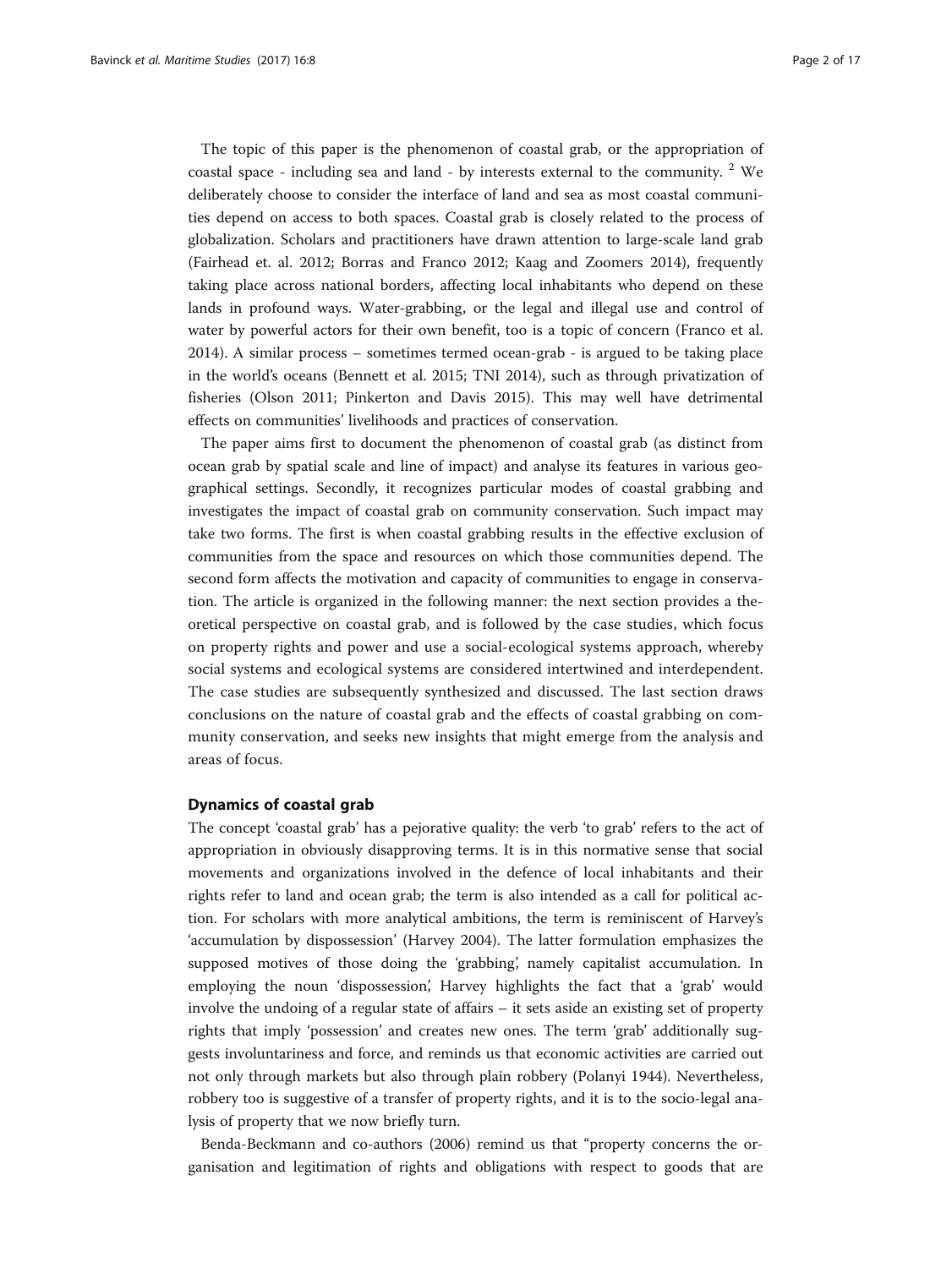The topic of this paper is the phenomenon of coastal grab, or the appropriation of coastal space - including sea and land - by interests external to the community. [2] We deliberately choose to consider the interface of land and sea as most coastal communities depend on access to both spaces. Coastal grab is closely related to the process of globalization. Scholars and practitioners have drawn attention to large-scale land grab (Fairhead et. al. 2012; Borras and Franco 2012; Kaag and Zoomers 2014), frequently taking place across national borders, affecting local inhabitants who depend on these lands in profound ways. Water-grabbing, or the legal and illegal use and control of water by powerful actors for their own benefit, too is a topic of concern (Franco et al. 2014). A similar process – sometimes termed ocean-grab - is argued to be taking place in the world's oceans (Bennett et al. 2015; TNI 2014), such as through privatization of fisheries (Olson 2011; Pinkerton and Davis 2015). This may well have detrimental effects on communities' livelihoods and practices of conservation.

The paper aims first to document the phenomenon of coastal grab (as distinct from ocean grab by spatial scale and line of impact) and analyse its features in various geographical settings. Secondly, it recognizes particular modes of coastal grabbing and investigates the impact of coastal grab on community conservation. Such impact may take two forms. The first is when coastal grabbing results in the effective exclusion of communities from the space and resources on which those communities depend. The second form affects the motivation and capacity of communities to engage in conservation. The article is organized in the following manner: the next section provides a theoretical perspective on coastal grab, and is followed by the case studies, which focus on property rights and power and use a social-ecological systems approach, whereby social systems and ecological systems are considered intertwined and interdependent. The case studies are subsequently synthesized and discussed. The last section draws conclusions on the nature of coastal grab and the effects of coastal grabbing on community conservation, and seeks new insights that might emerge from the analysis and areas of focus.

## Dynamics of coastal grab

The concept 'coastal grab' has a pejorative quality: the verb 'to grab' refers to the act of appropriation in obviously disapproving terms. It is in this normative sense that social movements and organizations involved in the defence of local inhabitants and their rights refer to land and ocean grab; the term is also intended as a call for political action. For scholars with more analytical ambitions, the term is reminiscent of Harvey's 'accumulation by dispossession' (Harvey 2004). The latter formulation emphasizes the supposed motives of those doing the 'grabbing', namely capitalist accumulation. In employing the noun 'dispossession', Harvey highlights the fact that a 'grab' would involve the undoing of a regular state of affairs – it sets aside an existing set of property rights that imply 'possession' and creates new ones. The term 'grab' additionally suggests involuntariness and force, and reminds us that economic activities are carried out not only through markets but also through plain robbery (Polanyi 1944). Nevertheless, robbery too is suggestive of a transfer of property rights, and it is to the socio-legal analysis of property that we now briefly turn.

Benda-Beckmann and co-authors (2006) remind us that "property concerns the organisation and legitimation of rights and obligations with respect to goods that are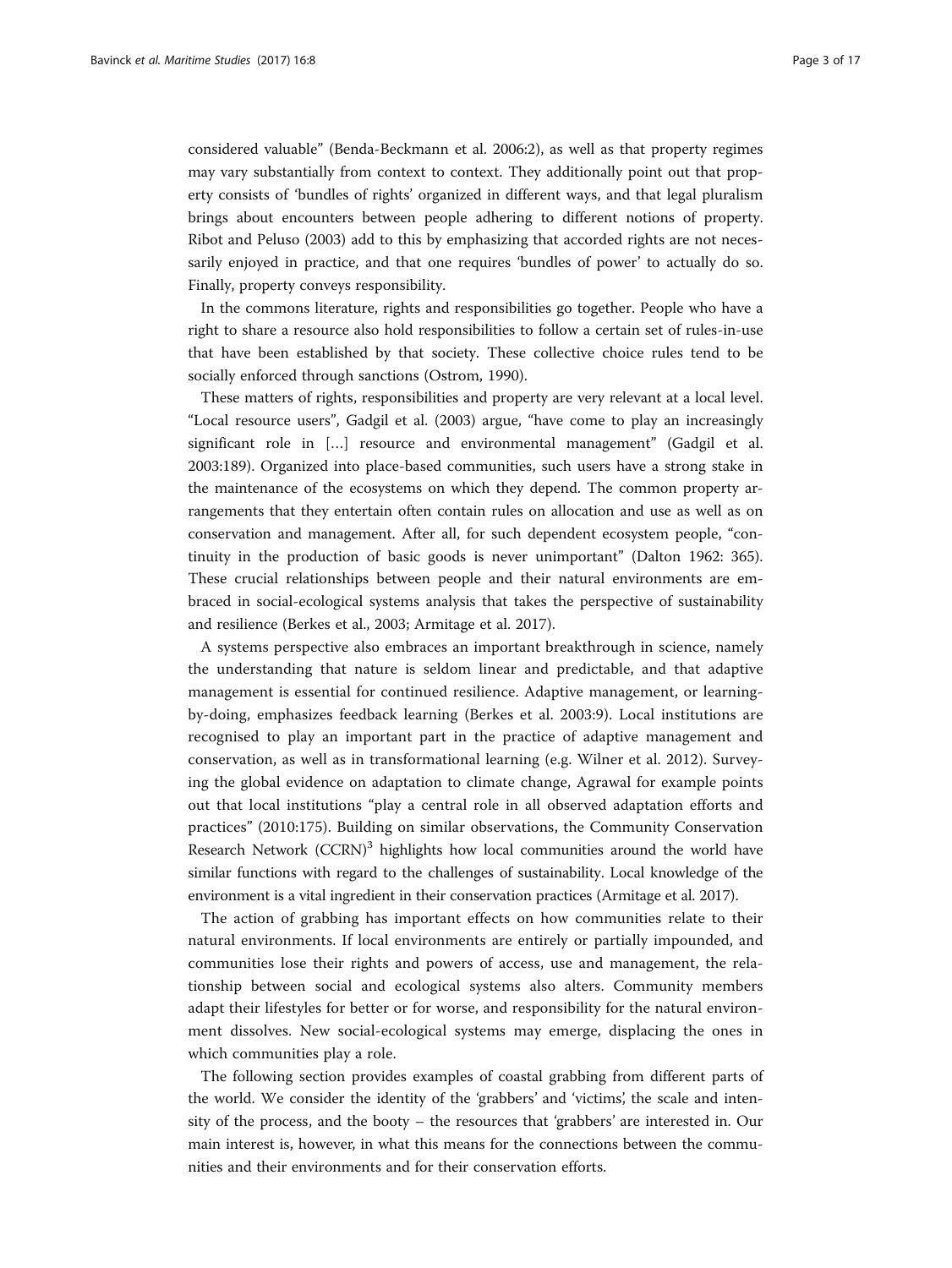considered valuable" (Benda-Beckmann et al. 2006:2), as well as that property regimes may vary substantially from context to context. They additionally point out that property consists of 'bundles of rights' organized in different ways, and that legal pluralism brings about encounters between people adhering to different notions of property. Ribot and Peluso (2003) add to this by emphasizing that accorded rights are not necessarily enjoyed in practice, and that one requires 'bundles of power' to actually do so. Finally, property conveys responsibility.

In the commons literature, rights and responsibilities go together. People who have a right to share a resource also hold responsibilities to follow a certain set of rules-in-use that have been established by that society. These collective choice rules tend to be socially enforced through sanctions (Ostrom, 1990).

These matters of rights, responsibilities and property are very relevant at a local level. "Local resource users", Gadgil et al. (2003) argue, "have come to play an increasingly significant role in […] resource and environmental management" (Gadgil et al. 2003:189). Organized into place-based communities, such users have a strong stake in the maintenance of the ecosystems on which they depend. The common property arrangements that they entertain often contain rules on allocation and use as well as on conservation and management. After all, for such dependent ecosystem people, "continuity in the production of basic goods is never unimportant" (Dalton 1962: 365). These crucial relationships between people and their natural environments are embraced in social-ecological systems analysis that takes the perspective of sustainability and resilience (Berkes et al., 2003; Armitage et al. 2017).

A systems perspective also embraces an important breakthrough in science, namely the understanding that nature is seldom linear and predictable, and that adaptive management is essential for continued resilience. Adaptive management, or learning-by-doing, emphasizes feedback learning (Berkes et al. 2003:9). Local institutions are recognised to play an important part in the practice of adaptive management and conservation, as well as in transformational learning (e.g. Wilner et al. 2012). Surveying the global evidence on adaptation to climate change, Agrawal for example points out that local institutions "play a central role in all observed adaptation efforts and practices" (2010:175). Building on similar observations, the Community Conservation Research Network (CCRN)[3] highlights how local communities around the world have similar functions with regard to the challenges of sustainability. Local knowledge of the environment is a vital ingredient in their conservation practices (Armitage et al. 2017).

The action of grabbing has important effects on how communities relate to their natural environments. If local environments are entirely or partially impounded, and communities lose their rights and powers of access, use and management, the relationship between social and ecological systems also alters. Community members adapt their lifestyles for better or for worse, and responsibility for the natural environment dissolves. New social-ecological systems may emerge, displacing the ones in which communities play a role.

The following section provides examples of coastal grabbing from different parts of the world. We consider the identity of the 'grabbers' and 'victims', the scale and intensity of the process, and the booty – the resources that 'grabbers' are interested in. Our main interest is, however, in what this means for the connections between the communities and their environments and for their conservation efforts.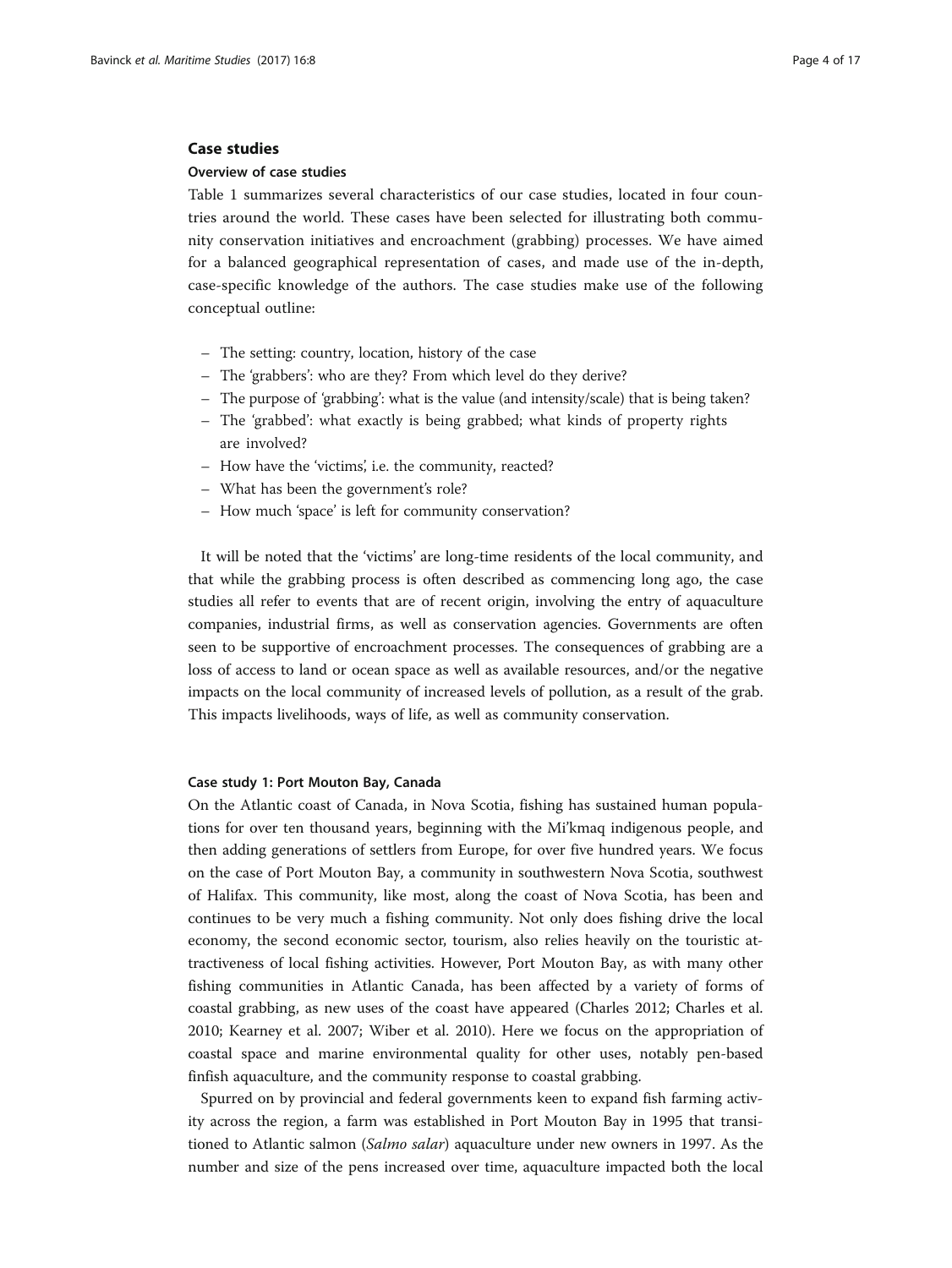## Case studies

### Overview of case studies

Table 1 summarizes several characteristics of our case studies, located in four countries around the world. These cases have been selected for illustrating both community conservation initiatives and encroachment (grabbing) processes. We have aimed for a balanced geographical representation of cases, and made use of the in-depth, case-specific knowledge of the authors. The case studies make use of the following conceptual outline:

- The setting: country, location, history of the case
- The 'grabbers': who are they? From which level do they derive?
- The purpose of 'grabbing': what is the value (and intensity/scale) that is being taken?
- The 'grabbed': what exactly is being grabbed; what kinds of property rights are involved?
- How have the 'victims', i.e. the community, reacted?
- What has been the government's role?
- How much 'space' is left for community conservation?

It will be noted that the 'victims' are long-time residents of the local community, and that while the grabbing process is often described as commencing long ago, the case studies all refer to events that are of recent origin, involving the entry of aquaculture companies, industrial firms, as well as conservation agencies. Governments are often seen to be supportive of encroachment processes. The consequences of grabbing are a loss of access to land or ocean space as well as available resources, and/or the negative impacts on the local community of increased levels of pollution, as a result of the grab. This impacts livelihoods, ways of life, as well as community conservation.

#### Case study 1: Port Mouton Bay, Canada

On the Atlantic coast of Canada, in Nova Scotia, fishing has sustained human populations for over ten thousand years, beginning with the Mi'kmaq indigenous people, and then adding generations of settlers from Europe, for over five hundred years. We focus on the case of Port Mouton Bay, a community in southwestern Nova Scotia, southwest of Halifax. This community, like most, along the coast of Nova Scotia, has been and continues to be very much a fishing community. Not only does fishing drive the local economy, the second economic sector, tourism, also relies heavily on the touristic attractiveness of local fishing activities. However, Port Mouton Bay, as with many other fishing communities in Atlantic Canada, has been affected by a variety of forms of coastal grabbing, as new uses of the coast have appeared (Charles 2012; Charles et al. 2010; Kearney et al. 2007; Wiber et al. 2010). Here we focus on the appropriation of coastal space and marine environmental quality for other uses, notably pen-based finfish aquaculture, and the community response to coastal grabbing.

Spurred on by provincial and federal governments keen to expand fish farming activity across the region, a farm was established in Port Mouton Bay in 1995 that transitioned to Atlantic salmon (*Salmo salar*) aquaculture under new owners in 1997. As the number and size of the pens increased over time, aquaculture impacted both the local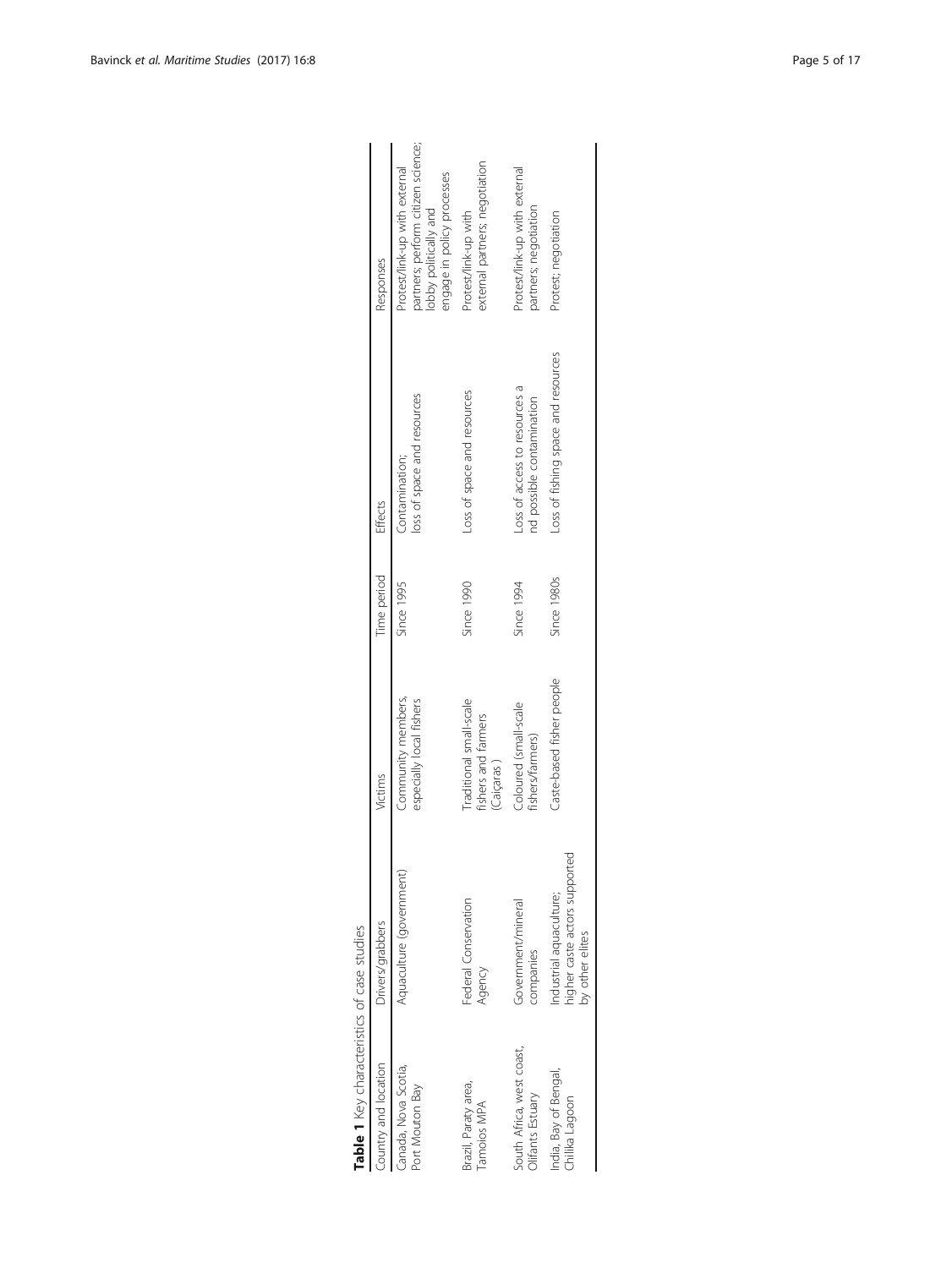**Table 1** Key characteristics of case studies

| Country and location | Drivers/grabbers | Victims | Time period | Effects | Responses |
| --- | --- | --- | --- | --- | --- |
| Canada, Nova Scotia, Port Mouton Bay | Aquaculture (government) | Community members, especially local fishers | Since 1995 | Contamination; loss of space and resources | Protest/link-up with external partners; perform citizen science; lobby politically and engage in policy processes |
| Brazil, Paraty area, Tamoios MPA | Federal Conservation Agency | Traditional small-scale fishers and farmers (Caiçaras ) | Since 1990 | Loss of space and resources | Protest/link-up with external partners; negotiation |
| South Africa, west coast, Olifants Estuary | Government/mineral companies | Coloured (small-scale fishers/farmers) | Since 1994 | Loss of access to resources a nd possible contamination | Protest/link-up with external partners; negotiation |
| India, Bay of Bengal, Chilika Lagoon | Industrial aquaculture; higher caste actors supported by other elites | Caste-based fisher people | Since 1980s | Loss of fishing space and resources | Protest; negotiation |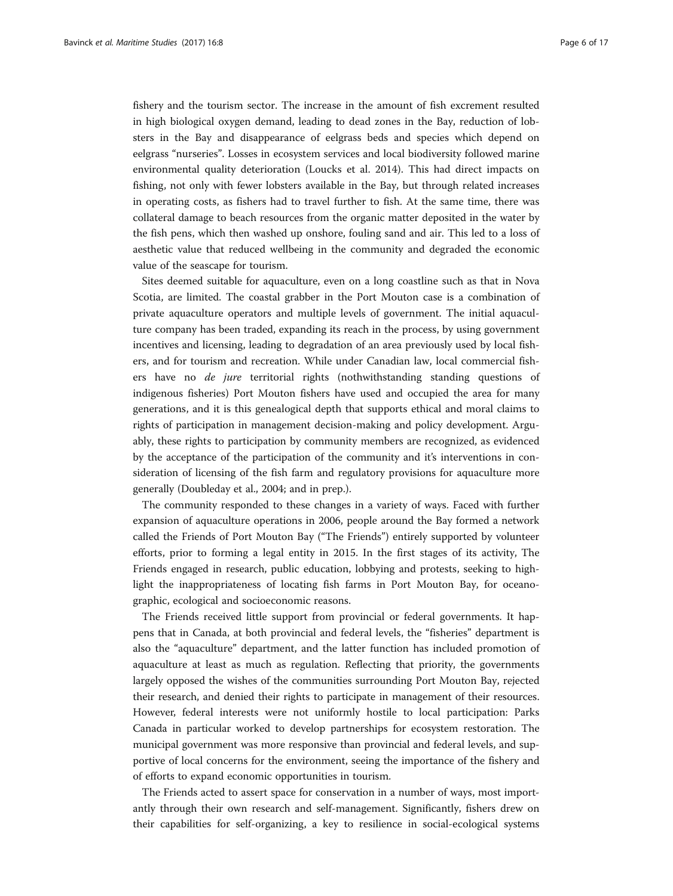fishery and the tourism sector. The increase in the amount of fish excrement resulted in high biological oxygen demand, leading to dead zones in the Bay, reduction of lobsters in the Bay and disappearance of eelgrass beds and species which depend on eelgrass "nurseries". Losses in ecosystem services and local biodiversity followed marine environmental quality deterioration (Loucks et al. 2014). This had direct impacts on fishing, not only with fewer lobsters available in the Bay, but through related increases in operating costs, as fishers had to travel further to fish. At the same time, there was collateral damage to beach resources from the organic matter deposited in the water by the fish pens, which then washed up onshore, fouling sand and air. This led to a loss of aesthetic value that reduced wellbeing in the community and degraded the economic value of the seascape for tourism.

Sites deemed suitable for aquaculture, even on a long coastline such as that in Nova Scotia, are limited. The coastal grabber in the Port Mouton case is a combination of private aquaculture operators and multiple levels of government. The initial aquaculture company has been traded, expanding its reach in the process, by using government incentives and licensing, leading to degradation of an area previously used by local fishers, and for tourism and recreation. While under Canadian law, local commercial fishers have no *de jure* territorial rights (nothwithstanding standing questions of indigenous fisheries) Port Mouton fishers have used and occupied the area for many generations, and it is this genealogical depth that supports ethical and moral claims to rights of participation in management decision-making and policy development. Arguably, these rights to participation by community members are recognized, as evidenced by the acceptance of the participation of the community and it's interventions in consideration of licensing of the fish farm and regulatory provisions for aquaculture more generally (Doubleday et al., 2004; and in prep.).

The community responded to these changes in a variety of ways. Faced with further expansion of aquaculture operations in 2006, people around the Bay formed a network called the Friends of Port Mouton Bay ("The Friends") entirely supported by volunteer efforts, prior to forming a legal entity in 2015. In the first stages of its activity, The Friends engaged in research, public education, lobbying and protests, seeking to highlight the inappropriateness of locating fish farms in Port Mouton Bay, for oceanographic, ecological and socioeconomic reasons.

The Friends received little support from provincial or federal governments. It happens that in Canada, at both provincial and federal levels, the "fisheries" department is also the "aquaculture" department, and the latter function has included promotion of aquaculture at least as much as regulation. Reflecting that priority, the governments largely opposed the wishes of the communities surrounding Port Mouton Bay, rejected their research, and denied their rights to participate in management of their resources. However, federal interests were not uniformly hostile to local participation: Parks Canada in particular worked to develop partnerships for ecosystem restoration. The municipal government was more responsive than provincial and federal levels, and supportive of local concerns for the environment, seeing the importance of the fishery and of efforts to expand economic opportunities in tourism.

The Friends acted to assert space for conservation in a number of ways, most importantly through their own research and self-management. Significantly, fishers drew on their capabilities for self-organizing, a key to resilience in social-ecological systems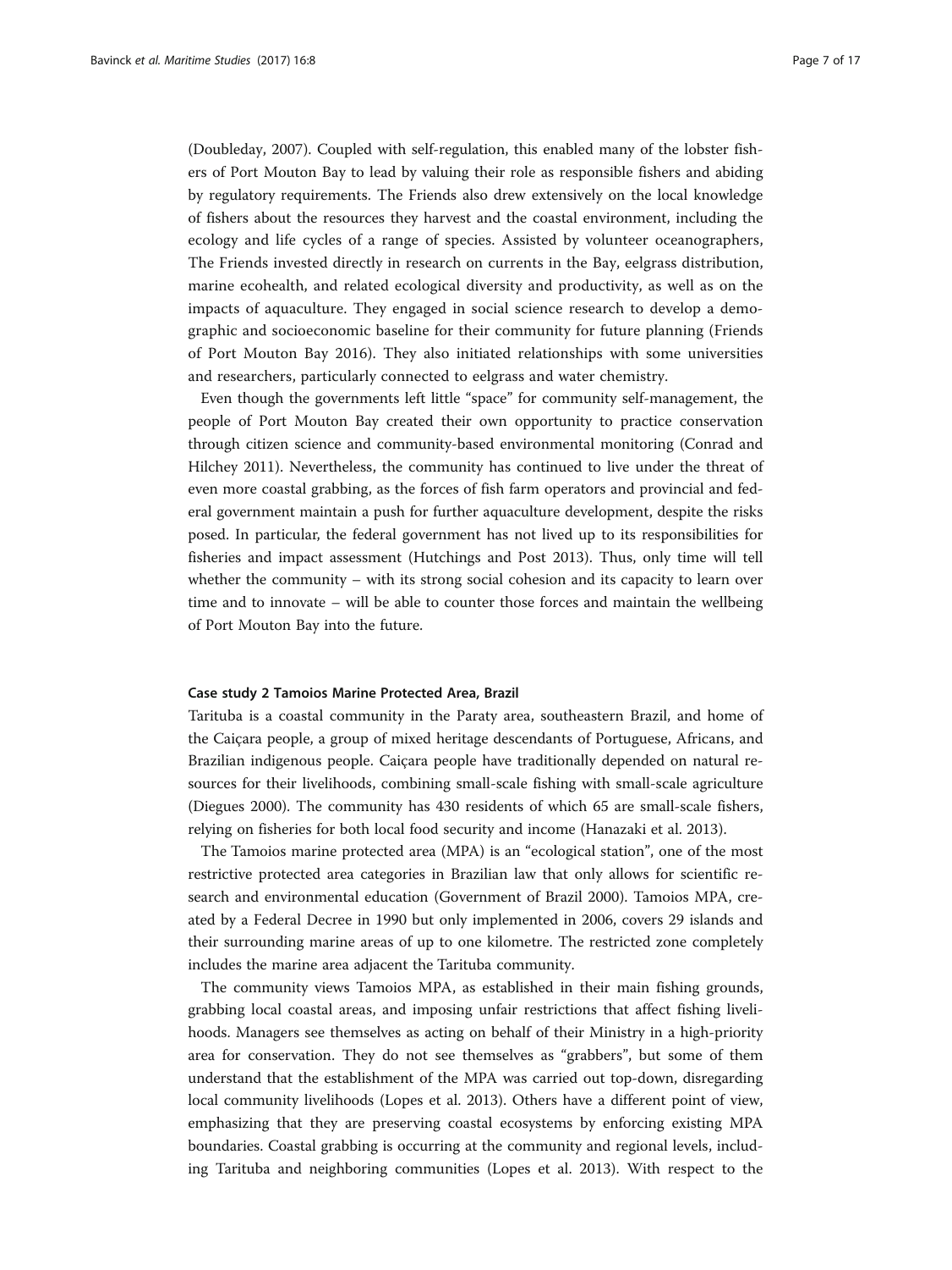(Doubleday, 2007). Coupled with self-regulation, this enabled many of the lobster fishers of Port Mouton Bay to lead by valuing their role as responsible fishers and abiding by regulatory requirements. The Friends also drew extensively on the local knowledge of fishers about the resources they harvest and the coastal environment, including the ecology and life cycles of a range of species. Assisted by volunteer oceanographers, The Friends invested directly in research on currents in the Bay, eelgrass distribution, marine ecohealth, and related ecological diversity and productivity, as well as on the impacts of aquaculture. They engaged in social science research to develop a demographic and socioeconomic baseline for their community for future planning (Friends of Port Mouton Bay 2016). They also initiated relationships with some universities and researchers, particularly connected to eelgrass and water chemistry.

Even though the governments left little "space" for community self-management, the people of Port Mouton Bay created their own opportunity to practice conservation through citizen science and community-based environmental monitoring (Conrad and Hilchey 2011). Nevertheless, the community has continued to live under the threat of even more coastal grabbing, as the forces of fish farm operators and provincial and federal government maintain a push for further aquaculture development, despite the risks posed. In particular, the federal government has not lived up to its responsibilities for fisheries and impact assessment (Hutchings and Post 2013). Thus, only time will tell whether the community – with its strong social cohesion and its capacity to learn over time and to innovate – will be able to counter those forces and maintain the wellbeing of Port Mouton Bay into the future.

#### Case study 2 Tamoios Marine Protected Area, Brazil

Tarituba is a coastal community in the Paraty area, southeastern Brazil, and home of the Caiçara people, a group of mixed heritage descendants of Portuguese, Africans, and Brazilian indigenous people. Caiçara people have traditionally depended on natural resources for their livelihoods, combining small-scale fishing with small-scale agriculture (Diegues 2000). The community has 430 residents of which 65 are small-scale fishers, relying on fisheries for both local food security and income (Hanazaki et al. 2013).

The Tamoios marine protected area (MPA) is an "ecological station", one of the most restrictive protected area categories in Brazilian law that only allows for scientific research and environmental education (Government of Brazil 2000). Tamoios MPA, created by a Federal Decree in 1990 but only implemented in 2006, covers 29 islands and their surrounding marine areas of up to one kilometre. The restricted zone completely includes the marine area adjacent the Tarituba community.

The community views Tamoios MPA, as established in their main fishing grounds, grabbing local coastal areas, and imposing unfair restrictions that affect fishing livelihoods. Managers see themselves as acting on behalf of their Ministry in a high-priority area for conservation. They do not see themselves as "grabbers", but some of them understand that the establishment of the MPA was carried out top-down, disregarding local community livelihoods (Lopes et al. 2013). Others have a different point of view, emphasizing that they are preserving coastal ecosystems by enforcing existing MPA boundaries. Coastal grabbing is occurring at the community and regional levels, including Tarituba and neighboring communities (Lopes et al. 2013). With respect to the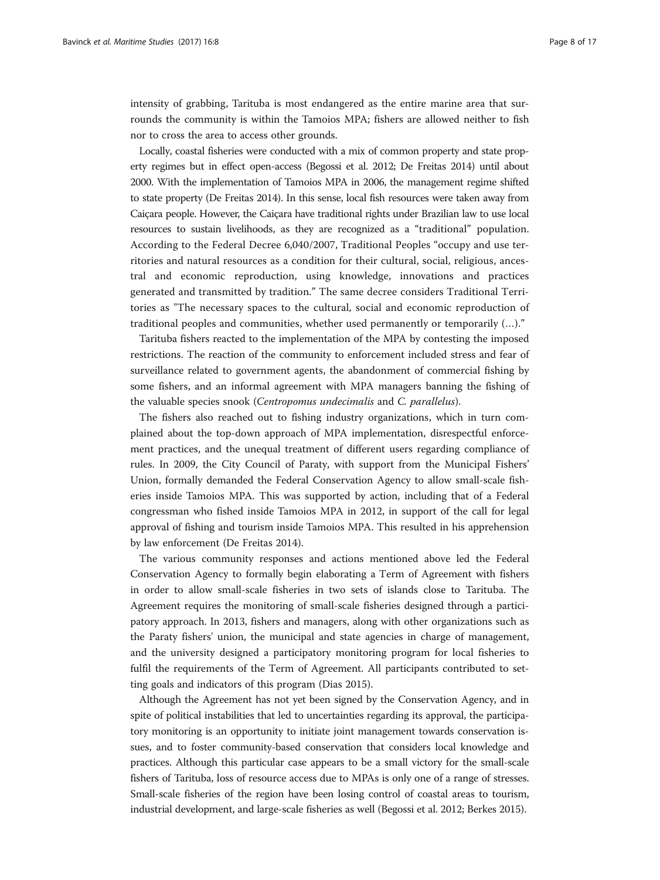intensity of grabbing, Tarituba is most endangered as the entire marine area that surrounds the community is within the Tamoios MPA; fishers are allowed neither to fish nor to cross the area to access other grounds.

Locally, coastal fisheries were conducted with a mix of common property and state property regimes but in effect open-access (Begossi et al. 2012; De Freitas 2014) until about 2000. With the implementation of Tamoios MPA in 2006, the management regime shifted to state property (De Freitas 2014). In this sense, local fish resources were taken away from Caiçara people. However, the Caiçara have traditional rights under Brazilian law to use local resources to sustain livelihoods, as they are recognized as a "traditional" population. According to the Federal Decree 6,040/2007, Traditional Peoples "occupy and use territories and natural resources as a condition for their cultural, social, religious, ancestral and economic reproduction, using knowledge, innovations and practices generated and transmitted by tradition." The same decree considers Traditional Territories as "The necessary spaces to the cultural, social and economic reproduction of traditional peoples and communities, whether used permanently or temporarily (…)."

Tarituba fishers reacted to the implementation of the MPA by contesting the imposed restrictions. The reaction of the community to enforcement included stress and fear of surveillance related to government agents, the abandonment of commercial fishing by some fishers, and an informal agreement with MPA managers banning the fishing of the valuable species snook (*Centropomus undecimalis* and *C. parallelus*).

The fishers also reached out to fishing industry organizations, which in turn complained about the top-down approach of MPA implementation, disrespectful enforcement practices, and the unequal treatment of different users regarding compliance of rules. In 2009, the City Council of Paraty, with support from the Municipal Fishers' Union, formally demanded the Federal Conservation Agency to allow small-scale fisheries inside Tamoios MPA. This was supported by action, including that of a Federal congressman who fished inside Tamoios MPA in 2012, in support of the call for legal approval of fishing and tourism inside Tamoios MPA. This resulted in his apprehension by law enforcement (De Freitas 2014).

The various community responses and actions mentioned above led the Federal Conservation Agency to formally begin elaborating a Term of Agreement with fishers in order to allow small-scale fisheries in two sets of islands close to Tarituba. The Agreement requires the monitoring of small-scale fisheries designed through a participatory approach. In 2013, fishers and managers, along with other organizations such as the Paraty fishers' union, the municipal and state agencies in charge of management, and the university designed a participatory monitoring program for local fisheries to fulfil the requirements of the Term of Agreement. All participants contributed to setting goals and indicators of this program (Dias 2015).

Although the Agreement has not yet been signed by the Conservation Agency, and in spite of political instabilities that led to uncertainties regarding its approval, the participatory monitoring is an opportunity to initiate joint management towards conservation issues, and to foster community-based conservation that considers local knowledge and practices. Although this particular case appears to be a small victory for the small-scale fishers of Tarituba, loss of resource access due to MPAs is only one of a range of stresses. Small-scale fisheries of the region have been losing control of coastal areas to tourism, industrial development, and large-scale fisheries as well (Begossi et al. 2012; Berkes 2015).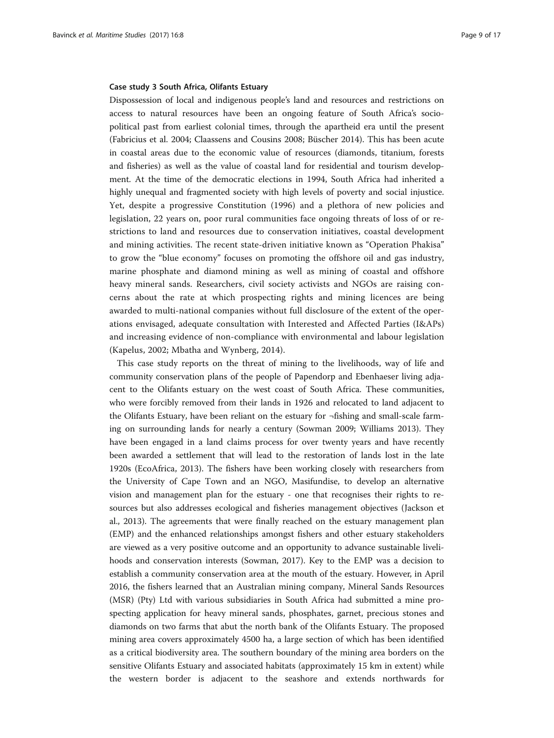#### Case study 3 South Africa, Olifants Estuary

Dispossession of local and indigenous people's land and resources and restrictions on access to natural resources have been an ongoing feature of South Africa's socio-political past from earliest colonial times, through the apartheid era until the present (Fabricius et al. 2004; Claassens and Cousins 2008; Büscher 2014). This has been acute in coastal areas due to the economic value of resources (diamonds, titanium, forests and fisheries) as well as the value of coastal land for residential and tourism development. At the time of the democratic elections in 1994, South Africa had inherited a highly unequal and fragmented society with high levels of poverty and social injustice. Yet, despite a progressive Constitution (1996) and a plethora of new policies and legislation, 22 years on, poor rural communities face ongoing threats of loss of or restrictions to land and resources due to conservation initiatives, coastal development and mining activities. The recent state-driven initiative known as "Operation Phakisa" to grow the "blue economy" focuses on promoting the offshore oil and gas industry, marine phosphate and diamond mining as well as mining of coastal and offshore heavy mineral sands. Researchers, civil society activists and NGOs are raising concerns about the rate at which prospecting rights and mining licences are being awarded to multi-national companies without full disclosure of the extent of the operations envisaged, adequate consultation with Interested and Affected Parties (I&APs) and increasing evidence of non-compliance with environmental and labour legislation (Kapelus, 2002; Mbatha and Wynberg, 2014).

This case study reports on the threat of mining to the livelihoods, way of life and community conservation plans of the people of Papendorp and Ebenhaeser living adjacent to the Olifants estuary on the west coast of South Africa. These communities, who were forcibly removed from their lands in 1926 and relocated to land adjacent to the Olifants Estuary, have been reliant on the estuary for ¬fishing and small-scale farming on surrounding lands for nearly a century (Sowman 2009; Williams 2013). They have been engaged in a land claims process for over twenty years and have recently been awarded a settlement that will lead to the restoration of lands lost in the late 1920s (EcoAfrica, 2013). The fishers have been working closely with researchers from the University of Cape Town and an NGO, Masifundise, to develop an alternative vision and management plan for the estuary - one that recognises their rights to resources but also addresses ecological and fisheries management objectives (Jackson et al., 2013). The agreements that were finally reached on the estuary management plan (EMP) and the enhanced relationships amongst fishers and other estuary stakeholders are viewed as a very positive outcome and an opportunity to advance sustainable livelihoods and conservation interests (Sowman, 2017). Key to the EMP was a decision to establish a community conservation area at the mouth of the estuary. However, in April 2016, the fishers learned that an Australian mining company, Mineral Sands Resources (MSR) (Pty) Ltd with various subsidiaries in South Africa had submitted a mine prospecting application for heavy mineral sands, phosphates, garnet, precious stones and diamonds on two farms that abut the north bank of the Olifants Estuary. The proposed mining area covers approximately 4500 ha, a large section of which has been identified as a critical biodiversity area. The southern boundary of the mining area borders on the sensitive Olifants Estuary and associated habitats (approximately 15 km in extent) while the western border is adjacent to the seashore and extends northwards for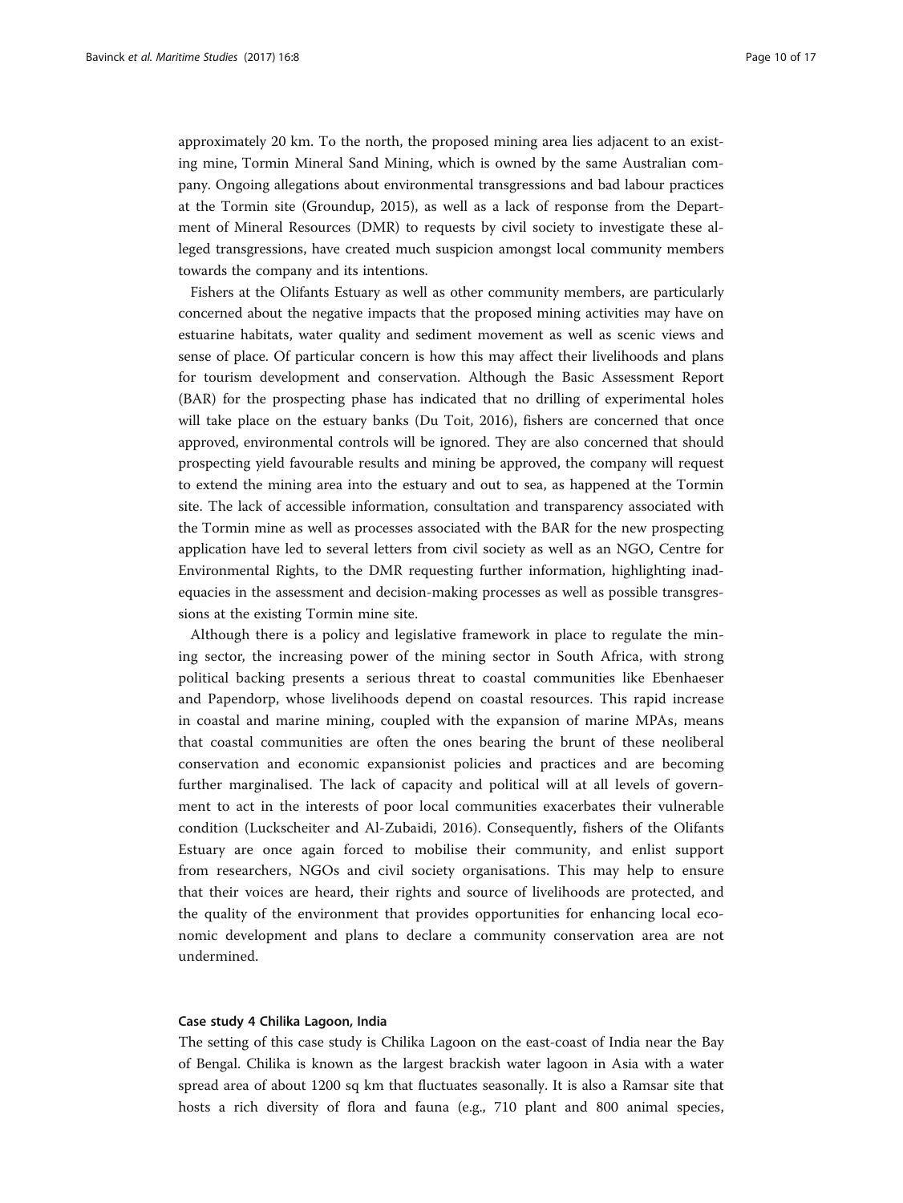approximately 20 km. To the north, the proposed mining area lies adjacent to an existing mine, Tormin Mineral Sand Mining, which is owned by the same Australian company. Ongoing allegations about environmental transgressions and bad labour practices at the Tormin site (Groundup, 2015), as well as a lack of response from the Department of Mineral Resources (DMR) to requests by civil society to investigate these alleged transgressions, have created much suspicion amongst local community members towards the company and its intentions.

Fishers at the Olifants Estuary as well as other community members, are particularly concerned about the negative impacts that the proposed mining activities may have on estuarine habitats, water quality and sediment movement as well as scenic views and sense of place. Of particular concern is how this may affect their livelihoods and plans for tourism development and conservation. Although the Basic Assessment Report (BAR) for the prospecting phase has indicated that no drilling of experimental holes will take place on the estuary banks (Du Toit, 2016), fishers are concerned that once approved, environmental controls will be ignored. They are also concerned that should prospecting yield favourable results and mining be approved, the company will request to extend the mining area into the estuary and out to sea, as happened at the Tormin site. The lack of accessible information, consultation and transparency associated with the Tormin mine as well as processes associated with the BAR for the new prospecting application have led to several letters from civil society as well as an NGO, Centre for Environmental Rights, to the DMR requesting further information, highlighting inadequacies in the assessment and decision-making processes as well as possible transgressions at the existing Tormin mine site.

Although there is a policy and legislative framework in place to regulate the mining sector, the increasing power of the mining sector in South Africa, with strong political backing presents a serious threat to coastal communities like Ebenhaeser and Papendorp, whose livelihoods depend on coastal resources. This rapid increase in coastal and marine mining, coupled with the expansion of marine MPAs, means that coastal communities are often the ones bearing the brunt of these neoliberal conservation and economic expansionist policies and practices and are becoming further marginalised. The lack of capacity and political will at all levels of government to act in the interests of poor local communities exacerbates their vulnerable condition (Luckscheiter and Al-Zubaidi, 2016). Consequently, fishers of the Olifants Estuary are once again forced to mobilise their community, and enlist support from researchers, NGOs and civil society organisations. This may help to ensure that their voices are heard, their rights and source of livelihoods are protected, and the quality of the environment that provides opportunities for enhancing local economic development and plans to declare a community conservation area are not undermined.

#### Case study 4 Chilika Lagoon, India

The setting of this case study is Chilika Lagoon on the east-coast of India near the Bay of Bengal. Chilika is known as the largest brackish water lagoon in Asia with a water spread area of about 1200 sq km that fluctuates seasonally. It is also a Ramsar site that hosts a rich diversity of flora and fauna (e.g., 710 plant and 800 animal species,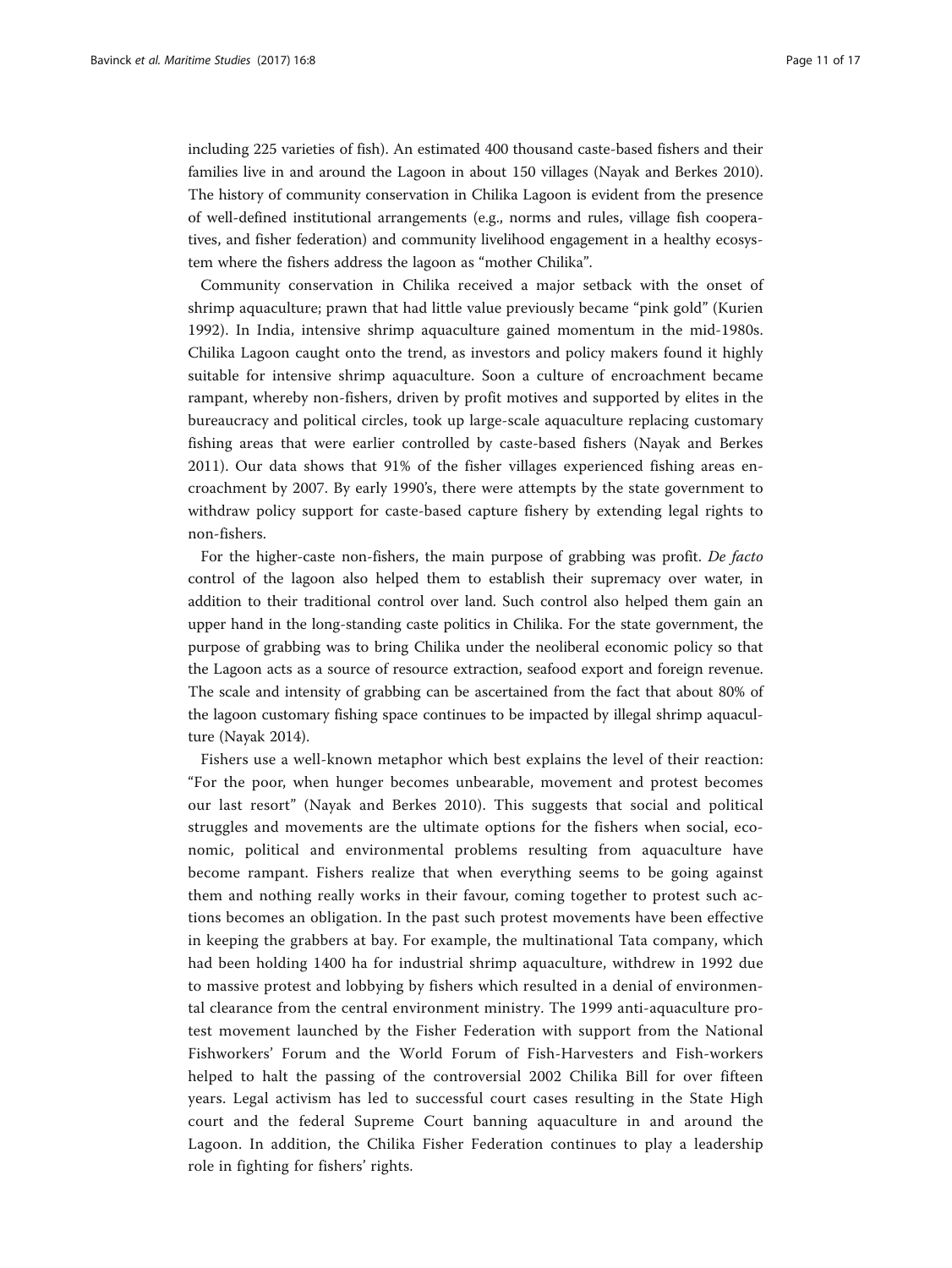including 225 varieties of fish). An estimated 400 thousand caste-based fishers and their families live in and around the Lagoon in about 150 villages (Nayak and Berkes 2010). The history of community conservation in Chilika Lagoon is evident from the presence of well-defined institutional arrangements (e.g., norms and rules, village fish cooperatives, and fisher federation) and community livelihood engagement in a healthy ecosystem where the fishers address the lagoon as "mother Chilika".

Community conservation in Chilika received a major setback with the onset of shrimp aquaculture; prawn that had little value previously became "pink gold" (Kurien 1992). In India, intensive shrimp aquaculture gained momentum in the mid-1980s. Chilika Lagoon caught onto the trend, as investors and policy makers found it highly suitable for intensive shrimp aquaculture. Soon a culture of encroachment became rampant, whereby non-fishers, driven by profit motives and supported by elites in the bureaucracy and political circles, took up large-scale aquaculture replacing customary fishing areas that were earlier controlled by caste-based fishers (Nayak and Berkes 2011). Our data shows that 91% of the fisher villages experienced fishing areas encroachment by 2007. By early 1990's, there were attempts by the state government to withdraw policy support for caste-based capture fishery by extending legal rights to non-fishers.

For the higher-caste non-fishers, the main purpose of grabbing was profit. *De facto* control of the lagoon also helped them to establish their supremacy over water, in addition to their traditional control over land. Such control also helped them gain an upper hand in the long-standing caste politics in Chilika. For the state government, the purpose of grabbing was to bring Chilika under the neoliberal economic policy so that the Lagoon acts as a source of resource extraction, seafood export and foreign revenue. The scale and intensity of grabbing can be ascertained from the fact that about 80% of the lagoon customary fishing space continues to be impacted by illegal shrimp aquaculture (Nayak 2014).

Fishers use a well-known metaphor which best explains the level of their reaction: "For the poor, when hunger becomes unbearable, movement and protest becomes our last resort" (Nayak and Berkes 2010). This suggests that social and political struggles and movements are the ultimate options for the fishers when social, economic, political and environmental problems resulting from aquaculture have become rampant. Fishers realize that when everything seems to be going against them and nothing really works in their favour, coming together to protest such actions becomes an obligation. In the past such protest movements have been effective in keeping the grabbers at bay. For example, the multinational Tata company, which had been holding 1400 ha for industrial shrimp aquaculture, withdrew in 1992 due to massive protest and lobbying by fishers which resulted in a denial of environmental clearance from the central environment ministry. The 1999 anti-aquaculture protest movement launched by the Fisher Federation with support from the National Fishworkers' Forum and the World Forum of Fish-Harvesters and Fish-workers helped to halt the passing of the controversial 2002 Chilika Bill for over fifteen years. Legal activism has led to successful court cases resulting in the State High court and the federal Supreme Court banning aquaculture in and around the Lagoon. In addition, the Chilika Fisher Federation continues to play a leadership role in fighting for fishers' rights.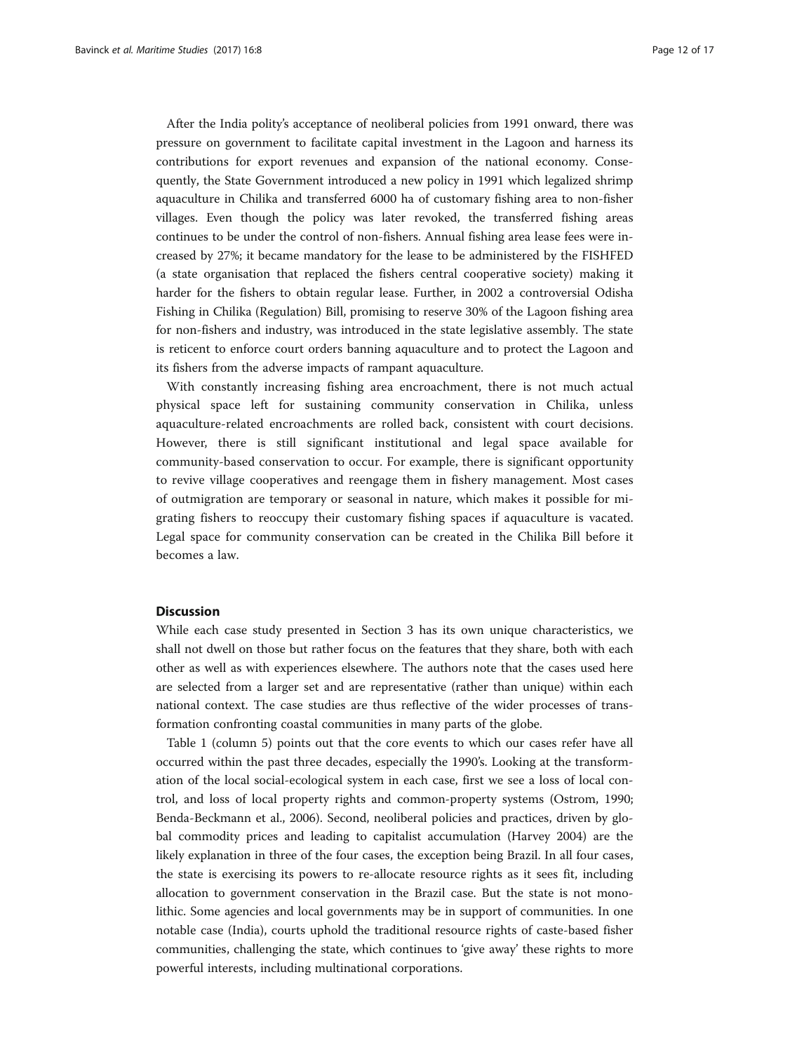After the India polity's acceptance of neoliberal policies from 1991 onward, there was pressure on government to facilitate capital investment in the Lagoon and harness its contributions for export revenues and expansion of the national economy. Consequently, the State Government introduced a new policy in 1991 which legalized shrimp aquaculture in Chilika and transferred 6000 ha of customary fishing area to non-fisher villages. Even though the policy was later revoked, the transferred fishing areas continues to be under the control of non-fishers. Annual fishing area lease fees were increased by 27%; it became mandatory for the lease to be administered by the FISHFED (a state organisation that replaced the fishers central cooperative society) making it harder for the fishers to obtain regular lease. Further, in 2002 a controversial Odisha Fishing in Chilika (Regulation) Bill, promising to reserve 30% of the Lagoon fishing area for non-fishers and industry, was introduced in the state legislative assembly. The state is reticent to enforce court orders banning aquaculture and to protect the Lagoon and its fishers from the adverse impacts of rampant aquaculture.

With constantly increasing fishing area encroachment, there is not much actual physical space left for sustaining community conservation in Chilika, unless aquaculture-related encroachments are rolled back, consistent with court decisions. However, there is still significant institutional and legal space available for community-based conservation to occur. For example, there is significant opportunity to revive village cooperatives and reengage them in fishery management. Most cases of outmigration are temporary or seasonal in nature, which makes it possible for migrating fishers to reoccupy their customary fishing spaces if aquaculture is vacated. Legal space for community conservation can be created in the Chilika Bill before it becomes a law.

## Discussion

While each case study presented in Section 3 has its own unique characteristics, we shall not dwell on those but rather focus on the features that they share, both with each other as well as with experiences elsewhere. The authors note that the cases used here are selected from a larger set and are representative (rather than unique) within each national context. The case studies are thus reflective of the wider processes of transformation confronting coastal communities in many parts of the globe.

Table 1 (column 5) points out that the core events to which our cases refer have all occurred within the past three decades, especially the 1990's. Looking at the transformation of the local social-ecological system in each case, first we see a loss of local control, and loss of local property rights and common-property systems (Ostrom, 1990; Benda-Beckmann et al., 2006). Second, neoliberal policies and practices, driven by global commodity prices and leading to capitalist accumulation (Harvey 2004) are the likely explanation in three of the four cases, the exception being Brazil. In all four cases, the state is exercising its powers to re-allocate resource rights as it sees fit, including allocation to government conservation in the Brazil case. But the state is not monolithic. Some agencies and local governments may be in support of communities. In one notable case (India), courts uphold the traditional resource rights of caste-based fisher communities, challenging the state, which continues to 'give away' these rights to more powerful interests, including multinational corporations.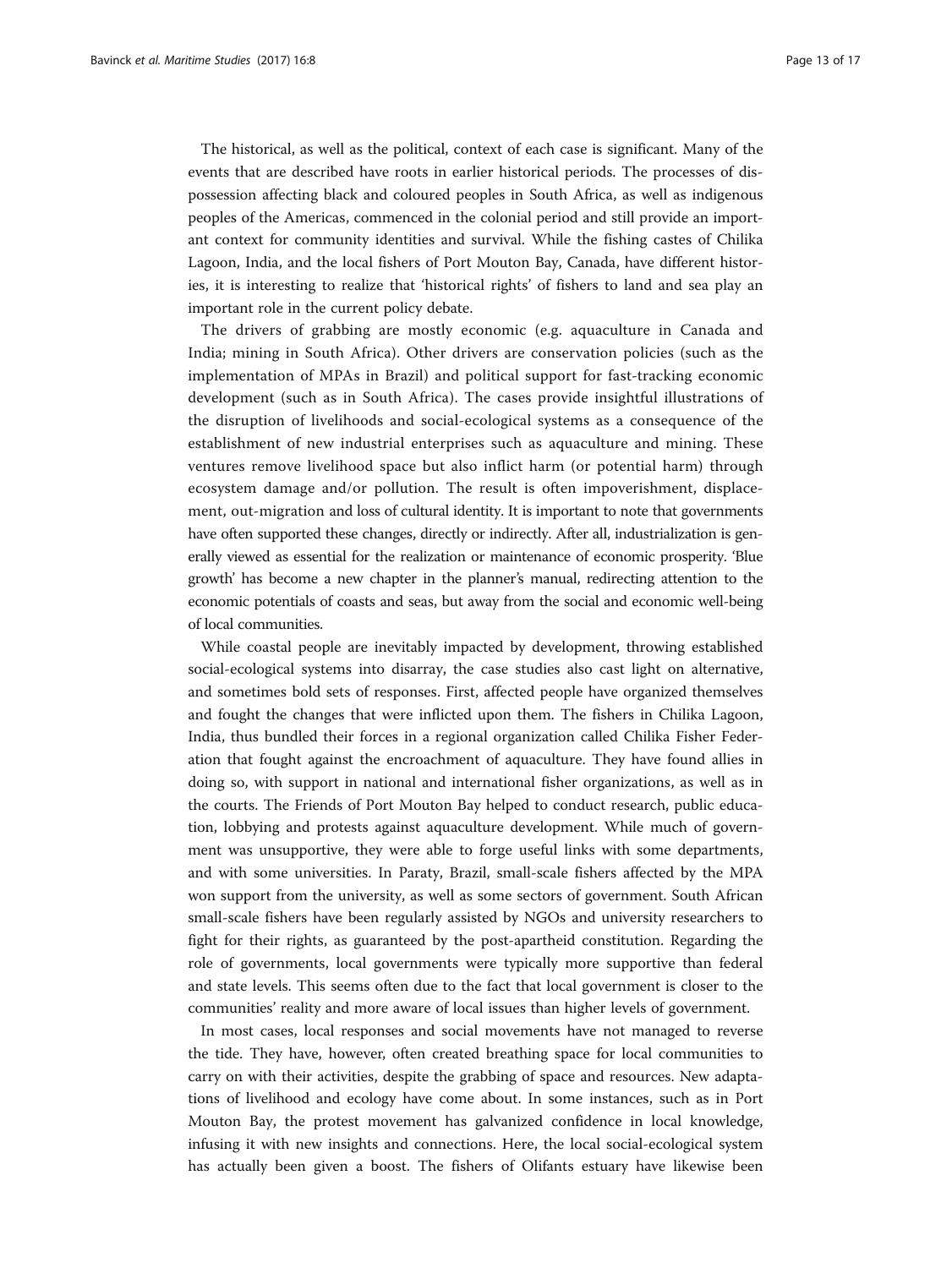The historical, as well as the political, context of each case is significant. Many of the events that are described have roots in earlier historical periods. The processes of dispossession affecting black and coloured peoples in South Africa, as well as indigenous peoples of the Americas, commenced in the colonial period and still provide an important context for community identities and survival. While the fishing castes of Chilika Lagoon, India, and the local fishers of Port Mouton Bay, Canada, have different histories, it is interesting to realize that 'historical rights' of fishers to land and sea play an important role in the current policy debate.

The drivers of grabbing are mostly economic (e.g. aquaculture in Canada and India; mining in South Africa). Other drivers are conservation policies (such as the implementation of MPAs in Brazil) and political support for fast-tracking economic development (such as in South Africa). The cases provide insightful illustrations of the disruption of livelihoods and social-ecological systems as a consequence of the establishment of new industrial enterprises such as aquaculture and mining. These ventures remove livelihood space but also inflict harm (or potential harm) through ecosystem damage and/or pollution. The result is often impoverishment, displacement, out-migration and loss of cultural identity. It is important to note that governments have often supported these changes, directly or indirectly. After all, industrialization is generally viewed as essential for the realization or maintenance of economic prosperity. 'Blue growth' has become a new chapter in the planner's manual, redirecting attention to the economic potentials of coasts and seas, but away from the social and economic well-being of local communities.

While coastal people are inevitably impacted by development, throwing established social-ecological systems into disarray, the case studies also cast light on alternative, and sometimes bold sets of responses. First, affected people have organized themselves and fought the changes that were inflicted upon them. The fishers in Chilika Lagoon, India, thus bundled their forces in a regional organization called Chilika Fisher Federation that fought against the encroachment of aquaculture. They have found allies in doing so, with support in national and international fisher organizations, as well as in the courts. The Friends of Port Mouton Bay helped to conduct research, public education, lobbying and protests against aquaculture development. While much of government was unsupportive, they were able to forge useful links with some departments, and with some universities. In Paraty, Brazil, small-scale fishers affected by the MPA won support from the university, as well as some sectors of government. South African small-scale fishers have been regularly assisted by NGOs and university researchers to fight for their rights, as guaranteed by the post-apartheid constitution. Regarding the role of governments, local governments were typically more supportive than federal and state levels. This seems often due to the fact that local government is closer to the communities' reality and more aware of local issues than higher levels of government.

In most cases, local responses and social movements have not managed to reverse the tide. They have, however, often created breathing space for local communities to carry on with their activities, despite the grabbing of space and resources. New adaptations of livelihood and ecology have come about. In some instances, such as in Port Mouton Bay, the protest movement has galvanized confidence in local knowledge, infusing it with new insights and connections. Here, the local social-ecological system has actually been given a boost. The fishers of Olifants estuary have likewise been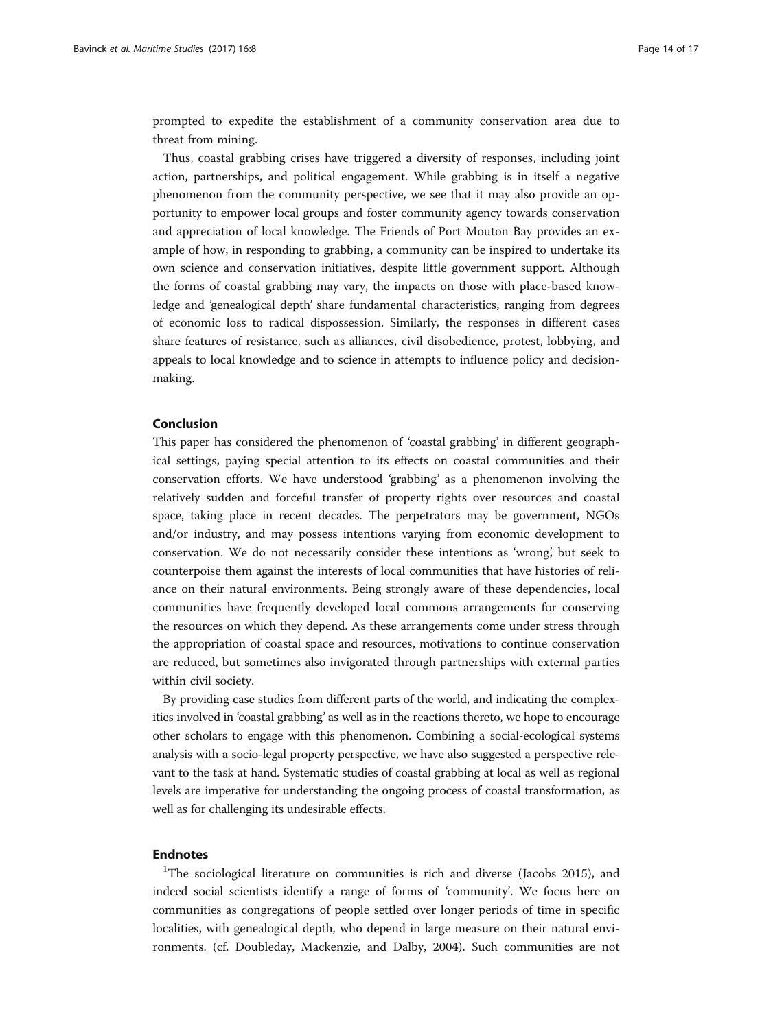prompted to expedite the establishment of a community conservation area due to threat from mining.

Thus, coastal grabbing crises have triggered a diversity of responses, including joint action, partnerships, and political engagement. While grabbing is in itself a negative phenomenon from the community perspective, we see that it may also provide an opportunity to empower local groups and foster community agency towards conservation and appreciation of local knowledge. The Friends of Port Mouton Bay provides an example of how, in responding to grabbing, a community can be inspired to undertake its own science and conservation initiatives, despite little government support. Although the forms of coastal grabbing may vary, the impacts on those with place-based knowledge and 'genealogical depth' share fundamental characteristics, ranging from degrees of economic loss to radical dispossession. Similarly, the responses in different cases share features of resistance, such as alliances, civil disobedience, protest, lobbying, and appeals to local knowledge and to science in attempts to influence policy and decision-making.

## Conclusion

This paper has considered the phenomenon of 'coastal grabbing' in different geographical settings, paying special attention to its effects on coastal communities and their conservation efforts. We have understood 'grabbing' as a phenomenon involving the relatively sudden and forceful transfer of property rights over resources and coastal space, taking place in recent decades. The perpetrators may be government, NGOs and/or industry, and may possess intentions varying from economic development to conservation. We do not necessarily consider these intentions as 'wrong', but seek to counterpoise them against the interests of local communities that have histories of reliance on their natural environments. Being strongly aware of these dependencies, local communities have frequently developed local commons arrangements for conserving the resources on which they depend. As these arrangements come under stress through the appropriation of coastal space and resources, motivations to continue conservation are reduced, but sometimes also invigorated through partnerships with external parties within civil society.

By providing case studies from different parts of the world, and indicating the complexities involved in 'coastal grabbing' as well as in the reactions thereto, we hope to encourage other scholars to engage with this phenomenon. Combining a social-ecological systems analysis with a socio-legal property perspective, we have also suggested a perspective relevant to the task at hand. Systematic studies of coastal grabbing at local as well as regional levels are imperative for understanding the ongoing process of coastal transformation, as well as for challenging its undesirable effects.

## Endnotes

[1]The sociological literature on communities is rich and diverse (Jacobs 2015), and indeed social scientists identify a range of forms of 'community'. We focus here on communities as congregations of people settled over longer periods of time in specific localities, with genealogical depth, who depend in large measure on their natural environments. (cf. Doubleday, Mackenzie, and Dalby, 2004). Such communities are not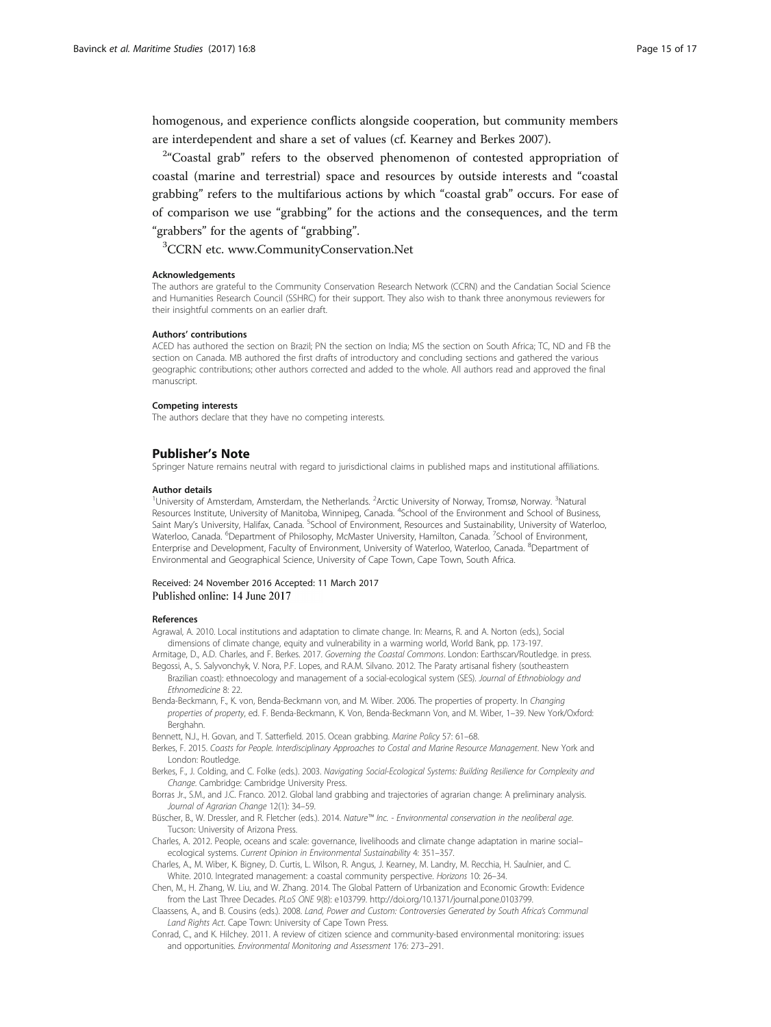homogenous, and experience conflicts alongside cooperation, but community members are interdependent and share a set of values (cf. Kearney and Berkes 2007).

[2]"Coastal grab" refers to the observed phenomenon of contested appropriation of coastal (marine and terrestrial) space and resources by outside interests and "coastal grabbing" refers to the multifarious actions by which "coastal grab" occurs. For ease of of comparison we use "grabbing" for the actions and the consequences, and the term "grabbers" for the agents of "grabbing".

[3]CCRN etc. www.CommunityConservation.Net

#### Acknowledgements

The authors are grateful to the Community Conservation Research Network (CCRN) and the Candatian Social Science and Humanities Research Council (SSHRC) for their support. They also wish to thank three anonymous reviewers for their insightful comments on an earlier draft.

#### Authors' contributions

ACED has authored the section on Brazil; PN the section on India; MS the section on South Africa; TC, ND and FB the section on Canada. MB authored the first drafts of introductory and concluding sections and gathered the various geographic contributions; other authors corrected and added to the whole. All authors read and approved the final manuscript.

#### Competing interests

The authors declare that they have no competing interests.

## Publisher's Note

Springer Nature remains neutral with regard to jurisdictional claims in published maps and institutional affiliations.

#### Author details

[1]University of Amsterdam, Amsterdam, the Netherlands. [2]Arctic University of Norway, Tromsø, Norway. [3]Natural Resources Institute, University of Manitoba, Winnipeg, Canada. [4]School of the Environment and School of Business, Saint Mary's University, Halifax, Canada. [5]School of Environment, Resources and Sustainability, University of Waterloo, Waterloo, Canada. [6]Department of Philosophy, McMaster University, Hamilton, Canada. [7]School of Environment, Enterprise and Development, Faculty of Environment, University of Waterloo, Waterloo, Canada. [8]Department of Environmental and Geographical Science, University of Cape Town, Cape Town, South Africa.

Received: 24 November 2016 Accepted: 11 March 2017
Published online: 14 June 2017

#### References

Agrawal, A. 2010. Local institutions and adaptation to climate change. In: Mearns, R. and A. Norton (eds.), Social dimensions of climate change, equity and vulnerability in a warming world, World Bank, pp. 173-197.

Armitage, D., A.D. Charles, and F. Berkes. 2017. *Governing the Coastal Commons*. London: Earthscan/Routledge. in press.

Begossi, A., S. Salyvonchyk, V. Nora, P.F. Lopes, and R.A.M. Silvano. 2012. The Paraty artisanal fishery (southeastern Brazilian coast): ethnoecology and management of a social-ecological system (SES). *Journal of Ethnobiology and Ethnomedicine* 8: 22.

Benda-Beckmann, F., K. von, Benda-Beckmann von, and M. Wiber. 2006. The properties of property. In *Changing properties of property*, ed. F. Benda-Beckmann, K. Von, Benda-Beckmann Von, and M. Wiber, 1–39. New York/Oxford: Berghahn.

Bennett, N.J., H. Govan, and T. Satterfield. 2015. Ocean grabbing. *Marine Policy* 57: 61–68.

Berkes, F. 2015. *Coasts for People. Interdisciplinary Approaches to Costal and Marine Resource Management*. New York and London: Routledge.

Berkes, F., J. Colding, and C. Folke (eds.). 2003. *Navigating Social-Ecological Systems: Building Resilience for Complexity and Change*. Cambridge: Cambridge University Press.

Borras Jr., S.M., and J.C. Franco. 2012. Global land grabbing and trajectories of agrarian change: A preliminary analysis. *Journal of Agrarian Change* 12(1): 34–59.

Büscher, B., W. Dressler, and R. Fletcher (eds.). 2014. *Nature™ Inc. - Environmental conservation in the neoliberal age*. Tucson: University of Arizona Press.

Charles, A. 2012. People, oceans and scale: governance, livelihoods and climate change adaptation in marine social–ecological systems. *Current Opinion in Environmental Sustainability* 4: 351–357.

Charles, A., M. Wiber, K. Bigney, D. Curtis, L. Wilson, R. Angus, J. Kearney, M. Landry, M. Recchia, H. Saulnier, and C. White. 2010. Integrated management: a coastal community perspective. *Horizons* 10: 26–34.

Chen, M., H. Zhang, W. Liu, and W. Zhang. 2014. The Global Pattern of Urbanization and Economic Growth: Evidence from the Last Three Decades. *PLoS ONE* 9(8): e103799. http://doi.org/10.1371/journal.pone.0103799.

Claassens, A., and B. Cousins (eds.). 2008. *Land, Power and Custom: Controversies Generated by South Africa's Communal Land Rights Act*. Cape Town: University of Cape Town Press.

Conrad, C., and K. Hilchey. 2011. A review of citizen science and community-based environmental monitoring: issues and opportunities. *Environmental Monitoring and Assessment* 176: 273–291.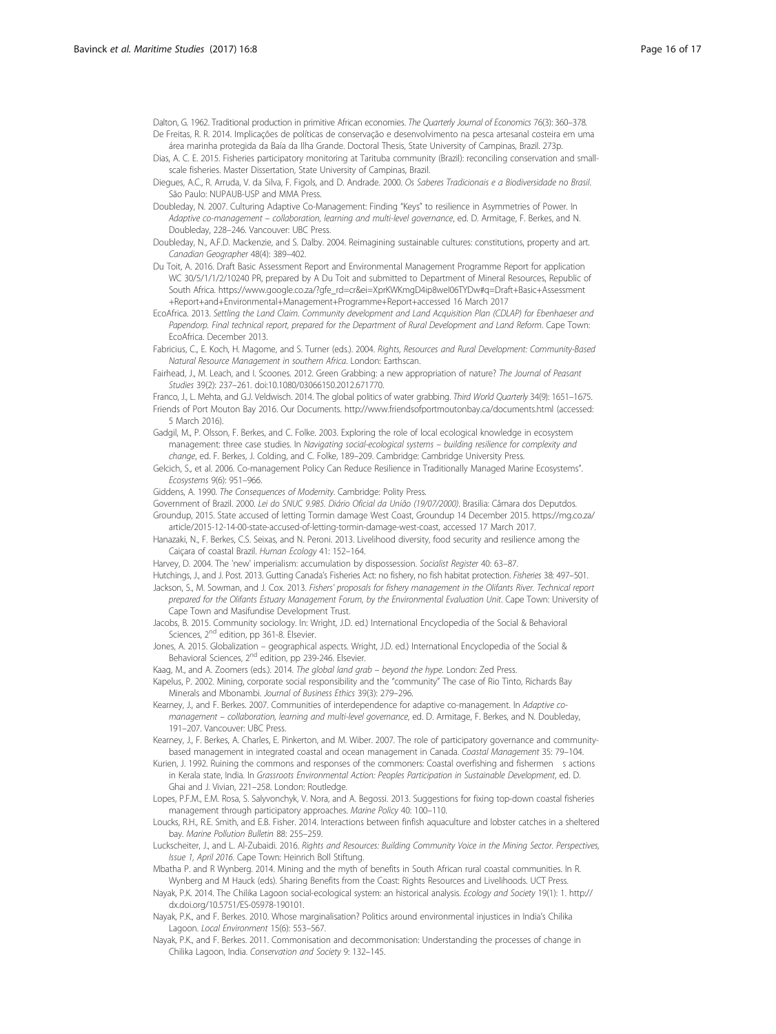Dalton, G. 1962. Traditional production in primitive African economies. *The Quarterly Journal of Economics* 76(3): 360–378.

De Freitas, R. R. 2014. Implicações de políticas de conservação e desenvolvimento na pesca artesanal costeira em uma área marinha protegida da Baía da Ilha Grande. Doctoral Thesis, State University of Campinas, Brazil. 273p.

Dias, A. C. E. 2015. Fisheries participatory monitoring at Tarituba community (Brazil): reconciling conservation and small-scale fisheries. Master Dissertation, State University of Campinas, Brazil.

Diegues, A.C., R. Arruda, V. da Silva, F. Figols, and D. Andrade. 2000. *Os Saberes Tradicionais e a Biodiversidade no Brasil*. São Paulo: NUPAUB-USP and MMA Press.

Doubleday, N. 2007. Culturing Adaptive Co-Management: Finding "Keys" to resilience in Asymmetries of Power. In *Adaptive co-management – collaboration, learning and multi-level governance*, ed. D. Armitage, F. Berkes, and N. Doubleday, 228–246. Vancouver: UBC Press.

Doubleday, N., A.F.D. Mackenzie, and S. Dalby. 2004. Reimagining sustainable cultures: constitutions, property and art. *Canadian Geographer* 48(4): 389–402.

Du Toit, A. 2016. Draft Basic Assessment Report and Environmental Management Programme Report for application WC 30/5/1/1/2/10240 PR, prepared by A Du Toit and submitted to Department of Mineral Resources, Republic of South Africa. https://www.google.co.za/?gfe_rd=cr&ei=XprKWKmgD4ip8weI06TYDw#q=Draft+Basic+Assessment+Report+and+Environmental+Management+Programme+Report+accessed 16 March 2017

EcoAfrica. 2013. *Settling the Land Claim. Community development and Land Acquisition Plan (CDLAP) for Ebenhaeser and Papendorp. Final technical report, prepared for the Department of Rural Development and Land Reform*. Cape Town: EcoAfrica. December 2013.

Fabricius, C., E. Koch, H. Magome, and S. Turner (eds.). 2004. *Rights, Resources and Rural Development: Community-Based Natural Resource Management in southern Africa*. London: Earthscan.

Fairhead, J., M. Leach, and I. Scoones. 2012. Green Grabbing: a new appropriation of nature? *The Journal of Peasant Studies* 39(2): 237–261. doi:10.1080/03066150.2012.671770.

Franco, J., L. Mehta, and G.J. Veldwisch. 2014. The global politics of water grabbing. *Third World Quarterly* 34(9): 1651–1675.

Friends of Port Mouton Bay 2016. Our Documents. http://www.friendsofportmoutonbay.ca/documents.html (accessed: 5 March 2016).

Gadgil, M., P. Olsson, F. Berkes, and C. Folke. 2003. Exploring the role of local ecological knowledge in ecosystem management: three case studies. In *Navigating social-ecological systems – building resilience for complexity and change*, ed. F. Berkes, J. Colding, and C. Folke, 189–209. Cambridge: Cambridge University Press.

Gelcich, S., et al. 2006. Co-management Policy Can Reduce Resilience in Traditionally Managed Marine Ecosystems". *Ecosystems* 9(6): 951–966.

Giddens, A. 1990. *The Consequences of Modernity*. Cambridge: Polity Press.

Government of Brazil. 2000. *Lei do SNUC 9.985. Diário Oficial da União (19/07/2000)*. Brasilia: Câmara dos Deputdos.

Groundup, 2015. State accused of letting Tormin damage West Coast, Groundup 14 December 2015. https://mg.co.za/article/2015-12-14-00-state-accused-of-letting-tormin-damage-west-coast, accessed 17 March 2017.

Hanazaki, N., F. Berkes, C.S. Seixas, and N. Peroni. 2013. Livelihood diversity, food security and resilience among the Caiçara of coastal Brazil. *Human Ecology* 41: 152–164.

Harvey, D. 2004. The 'new' imperialism: accumulation by dispossession. *Socialist Register* 40: 63–87.

Hutchings, J., and J. Post. 2013. Gutting Canada's Fisheries Act: no fishery, no fish habitat protection. *Fisheries* 38: 497–501.

Jackson, S., M. Sowman, and J. Cox. 2013. *Fishers' proposals for fishery management in the Olifants River. Technical report prepared for the Olifants Estuary Management Forum, by the Environmental Evaluation Unit*. Cape Town: University of Cape Town and Masifundise Development Trust.

Jacobs, B. 2015. Community sociology. In: Wright, J.D. ed.) International Encyclopedia of the Social & Behavioral Sciences, 2nd edition, pp 361-8. Elsevier.

Jones, A. 2015. Globalization – geographical aspects. Wright, J.D. ed.) International Encyclopedia of the Social & Behavioral Sciences, 2nd edition, pp 239-246. Elsevier.

Kaag, M., and A. Zoomers (eds.). 2014. *The global land grab – beyond the hype*. London: Zed Press.

Kapelus, P. 2002. Mining, corporate social responsibility and the "community" The case of Rio Tinto, Richards Bay Minerals and Mbonambi. *Journal of Business Ethics* 39(3): 279–296.

Kearney, J., and F. Berkes. 2007. Communities of interdependence for adaptive co-management. In *Adaptive co-management – collaboration, learning and multi-level governance*, ed. D. Armitage, F. Berkes, and N. Doubleday, 191–207. Vancouver: UBC Press.

Kearney, J., F. Berkes, A. Charles, E. Pinkerton, and M. Wiber. 2007. The role of participatory governance and community-based management in integrated coastal and ocean management in Canada. *Coastal Management* 35: 79–104.

Kurien, J. 1992. Ruining the commons and responses of the commoners: Coastal overfishing and fishermen s actions in Kerala state, India. In *Grassroots Environmental Action: Peoples Participation in Sustainable Development*, ed. D. Ghai and J. Vivian, 221–258. London: Routledge.

Lopes, P.F.M., E.M. Rosa, S. Salyvonchyk, V. Nora, and A. Begossi. 2013. Suggestions for fixing top-down coastal fisheries management through participatory approaches. *Marine Policy* 40: 100–110.

Loucks, R.H., R.E. Smith, and E.B. Fisher. 2014. Interactions between finfish aquaculture and lobster catches in a sheltered bay. *Marine Pollution Bulletin* 88: 255–259.

Luckscheiter, J., and L. Al-Zubaidi. 2016. *Rights and Resources: Building Community Voice in the Mining Sector. Perspectives, Issue 1, April 2016*. Cape Town: Heinrich Boll Stiftung.

Mbatha P. and R Wynberg. 2014. Mining and the myth of benefits in South African rural coastal communities. In R. Wynberg and M Hauck (eds). Sharing Benefits from the Coast: Rights Resources and Livelihoods. UCT Press.

Nayak, P.K. 2014. The Chilika Lagoon social-ecological system: an historical analysis. *Ecology and Society* 19(1): 1. http://dx.doi.org/10.5751/ES-05978-190101.

Nayak, P.K., and F. Berkes. 2010. Whose marginalisation? Politics around environmental injustices in India's Chilika Lagoon. *Local Environment* 15(6): 553–567.

Nayak, P.K., and F. Berkes. 2011. Commonisation and decommonisation: Understanding the processes of change in Chilika Lagoon, India. *Conservation and Society* 9: 132–145.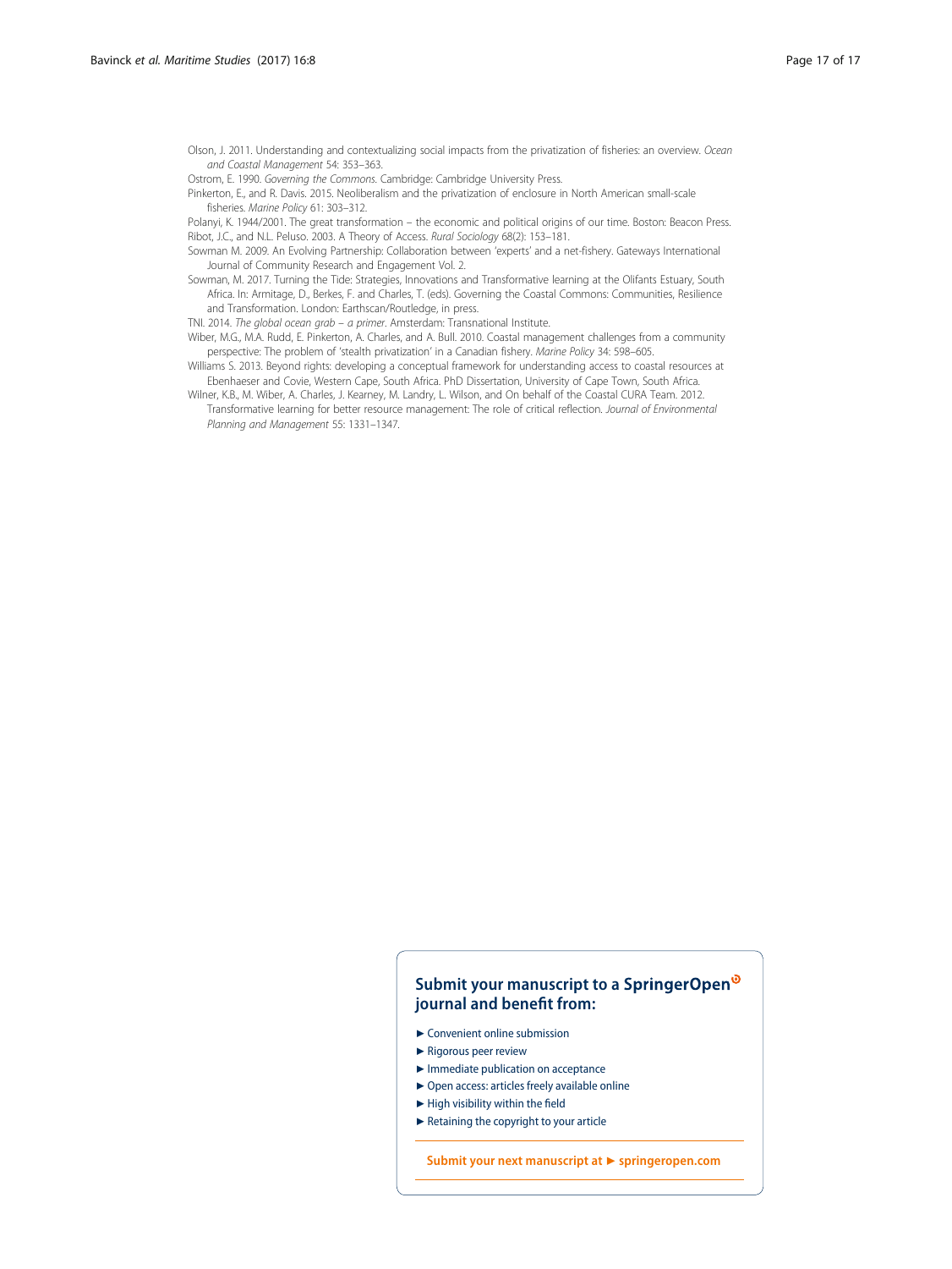Olson, J. 2011. Understanding and contextualizing social impacts from the privatization of fisheries: an overview. *Ocean and Coastal Management* 54: 353–363.

Ostrom, E. 1990. *Governing the Commons*. Cambridge: Cambridge University Press.

Pinkerton, E., and R. Davis. 2015. Neoliberalism and the privatization of enclosure in North American small-scale fisheries. *Marine Policy* 61: 303–312.

Polanyi, K. 1944/2001. The great transformation – the economic and political origins of our time. Boston: Beacon Press.

Ribot, J.C., and N.L. Peluso. 2003. A Theory of Access. *Rural Sociology* 68(2): 153–181.

Sowman M. 2009. An Evolving Partnership: Collaboration between 'experts' and a net-fishery. Gateways International Journal of Community Research and Engagement Vol. 2.

Sowman, M. 2017. Turning the Tide: Strategies, Innovations and Transformative learning at the Olifants Estuary, South Africa. In: Armitage, D., Berkes, F. and Charles, T. (eds). Governing the Coastal Commons: Communities, Resilience and Transformation. London: Earthscan/Routledge, in press.

TNI. 2014. *The global ocean grab – a primer*. Amsterdam: Transnational Institute.

Wiber, M.G., M.A. Rudd, E. Pinkerton, A. Charles, and A. Bull. 2010. Coastal management challenges from a community perspective: The problem of 'stealth privatization' in a Canadian fishery. *Marine Policy* 34: 598–605.

Williams S. 2013. Beyond rights: developing a conceptual framework for understanding access to coastal resources at Ebenhaeser and Covie, Western Cape, South Africa. PhD Dissertation, University of Cape Town, South Africa.

Wilner, K.B., M. Wiber, A. Charles, J. Kearney, M. Landry, L. Wilson, and On behalf of the Coastal CURA Team. 2012. Transformative learning for better resource management: The role of critical reflection. *Journal of Environmental Planning and Management* 55: 1331–1347.

**Submit your manuscript to a SpringerOpen journal and benefit from:**

- ► Convenient online submission
- ► Rigorous peer review
- ► Immediate publication on acceptance
- ► Open access: articles freely available online
- ► High visibility within the field
- ► Retaining the copyright to your article

**Submit your next manuscript at ► springeropen.com**